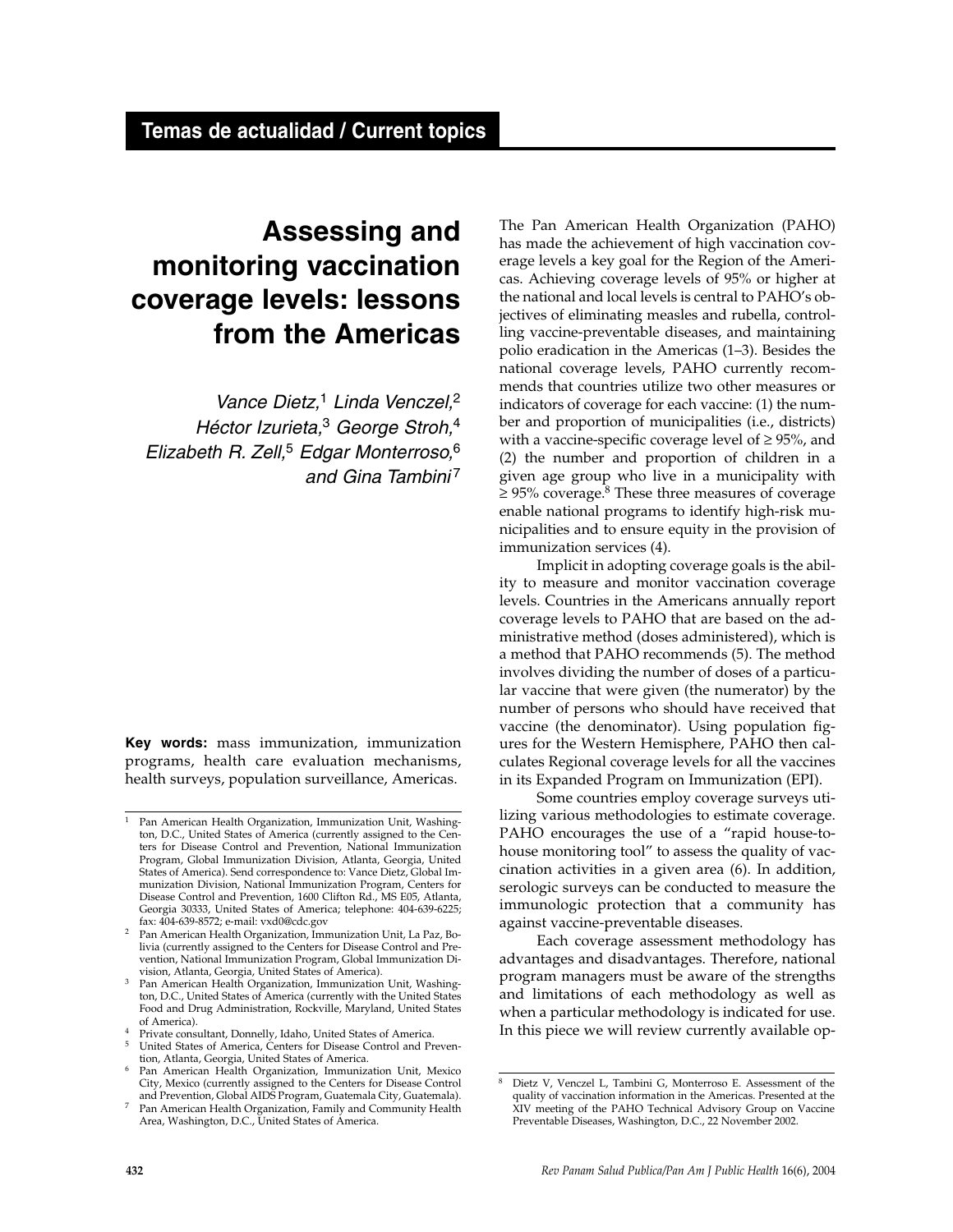Temas de actualidad / Current topics

# Assessing and monitoring vaccination coverage levels: lessons from the Americas

*Vance Dietz,[1] Linda Venczel,[2] Héctor Izurieta,[3] George Stroh,[4] Elizabeth R. Zell,[5] Edgar Monterroso,[6] and Gina Tambini[7]*

**Key words:** mass immunization, immunization programs, health care evaluation mechanisms, health surveys, population surveillance, Americas.

The Pan American Health Organization (PAHO) has made the achievement of high vaccination coverage levels a key goal for the Region of the Americas. Achieving coverage levels of 95% or higher at the national and local levels is central to PAHO's objectives of eliminating measles and rubella, controlling vaccine-preventable diseases, and maintaining polio eradication in the Americas (1–3). Besides the national coverage levels, PAHO currently recommends that countries utilize two other measures or indicators of coverage for each vaccine: (1) the number and proportion of municipalities (i.e., districts) with a vaccine-specific coverage level of ≥ 95%, and (2) the number and proportion of children in a given age group who live in a municipality with ≥ 95% coverage.[8] These three measures of coverage enable national programs to identify high-risk municipalities and to ensure equity in the provision of immunization services (4).

Implicit in adopting coverage goals is the ability to measure and monitor vaccination coverage levels. Countries in the Americans annually report coverage levels to PAHO that are based on the administrative method (doses administered), which is a method that PAHO recommends (5). The method involves dividing the number of doses of a particular vaccine that were given (the numerator) by the number of persons who should have received that vaccine (the denominator). Using population figures for the Western Hemisphere, PAHO then calculates Regional coverage levels for all the vaccines in its Expanded Program on Immunization (EPI).

Some countries employ coverage surveys utilizing various methodologies to estimate coverage. PAHO encourages the use of a "rapid house-to-house monitoring tool" to assess the quality of vaccination activities in a given area (6). In addition, serologic surveys can be conducted to measure the immunologic protection that a community has against vaccine-preventable diseases.

Each coverage assessment methodology has advantages and disadvantages. Therefore, national program managers must be aware of the strengths and limitations of each methodology as well as when a particular methodology is indicated for use. In this piece we will review currently available op-

---

[1] Pan American Health Organization, Immunization Unit, Washington, D.C., United States of America (currently assigned to the Centers for Disease Control and Prevention, National Immunization Program, Global Immunization Division, Atlanta, Georgia, United States of America). Send correspondence to: Vance Dietz, Global Immunization Division, National Immunization Program, Centers for Disease Control and Prevention, 1600 Clifton Rd., MS E05, Atlanta, Georgia 30333, United States of America; telephone: 404-639-6225; fax: 404-639-8572; e-mail: vxd0@cdc.gov

[2] Pan American Health Organization, Immunization Unit, La Paz, Bolivia (currently assigned to the Centers for Disease Control and Prevention, National Immunization Program, Global Immunization Division, Atlanta, Georgia, United States of America).

[3] Pan American Health Organization, Immunization Unit, Washington, D.C., United States of America (currently with the United States Food and Drug Administration, Rockville, Maryland, United States of America).

[4] Private consultant, Donnelly, Idaho, United States of America.

[5] United States of America, Centers for Disease Control and Prevention, Atlanta, Georgia, United States of America.

[6] Pan American Health Organization, Immunization Unit, Mexico City, Mexico (currently assigned to the Centers for Disease Control and Prevention, Global AIDS Program, Guatemala City, Guatemala).

[7] Pan American Health Organization, Family and Community Health Area, Washington, D.C., United States of America.

[8] Dietz V, Venczel L, Tambini G, Monterroso E. Assessment of the quality of vaccination information in the Americas. Presented at the XIV meeting of the PAHO Technical Advisory Group on Vaccine Preventable Diseases, Washington, D.C., 22 November 2002.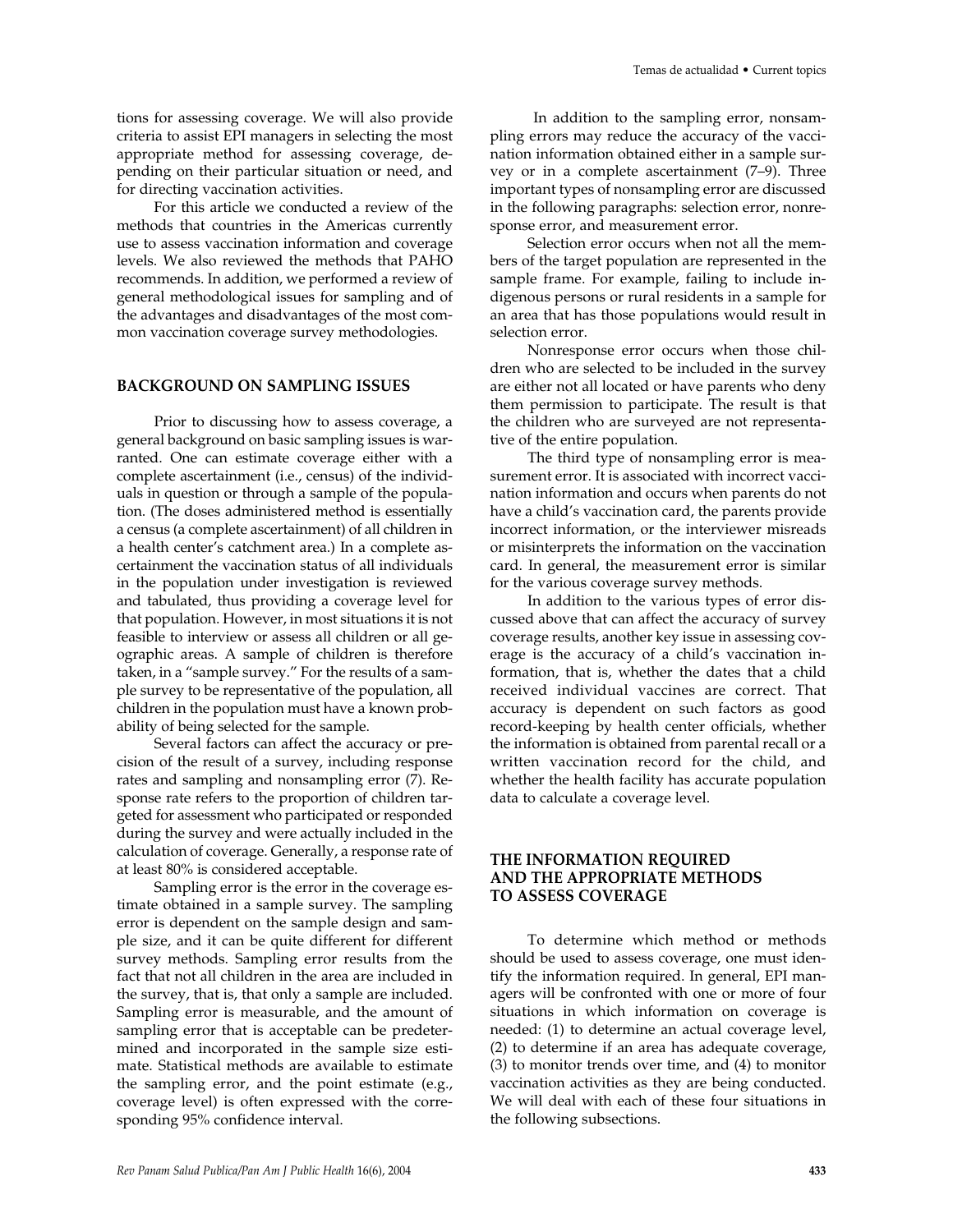tions for assessing coverage. We will also provide criteria to assist EPI managers in selecting the most appropriate method for assessing coverage, depending on their particular situation or need, and for directing vaccination activities.

For this article we conducted a review of the methods that countries in the Americas currently use to assess vaccination information and coverage levels. We also reviewed the methods that PAHO recommends. In addition, we performed a review of general methodological issues for sampling and of the advantages and disadvantages of the most common vaccination coverage survey methodologies.

## BACKGROUND ON SAMPLING ISSUES

Prior to discussing how to assess coverage, a general background on basic sampling issues is warranted. One can estimate coverage either with a complete ascertainment (i.e., census) of the individuals in question or through a sample of the population. (The doses administered method is essentially a census (a complete ascertainment) of all children in a health center's catchment area.) In a complete ascertainment the vaccination status of all individuals in the population under investigation is reviewed and tabulated, thus providing a coverage level for that population. However, in most situations it is not feasible to interview or assess all children or all geographic areas. A sample of children is therefore taken, in a "sample survey." For the results of a sample survey to be representative of the population, all children in the population must have a known probability of being selected for the sample.

Several factors can affect the accuracy or precision of the result of a survey, including response rates and sampling and nonsampling error (7). Response rate refers to the proportion of children targeted for assessment who participated or responded during the survey and were actually included in the calculation of coverage. Generally, a response rate of at least 80% is considered acceptable.

Sampling error is the error in the coverage estimate obtained in a sample survey. The sampling error is dependent on the sample design and sample size, and it can be quite different for different survey methods. Sampling error results from the fact that not all children in the area are included in the survey, that is, that only a sample are included. Sampling error is measurable, and the amount of sampling error that is acceptable can be predetermined and incorporated in the sample size estimate. Statistical methods are available to estimate the sampling error, and the point estimate (e.g., coverage level) is often expressed with the corresponding 95% confidence interval.

In addition to the sampling error, nonsampling errors may reduce the accuracy of the vaccination information obtained either in a sample survey or in a complete ascertainment (7–9). Three important types of nonsampling error are discussed in the following paragraphs: selection error, nonresponse error, and measurement error.

Selection error occurs when not all the members of the target population are represented in the sample frame. For example, failing to include indigenous persons or rural residents in a sample for an area that has those populations would result in selection error.

Nonresponse error occurs when those children who are selected to be included in the survey are either not all located or have parents who deny them permission to participate. The result is that the children who are surveyed are not representative of the entire population.

The third type of nonsampling error is measurement error. It is associated with incorrect vaccination information and occurs when parents do not have a child's vaccination card, the parents provide incorrect information, or the interviewer misreads or misinterprets the information on the vaccination card. In general, the measurement error is similar for the various coverage survey methods.

In addition to the various types of error discussed above that can affect the accuracy of survey coverage results, another key issue in assessing coverage is the accuracy of a child's vaccination information, that is, whether the dates that a child received individual vaccines are correct. That accuracy is dependent on such factors as good record-keeping by health center officials, whether the information is obtained from parental recall or a written vaccination record for the child, and whether the health facility has accurate population data to calculate a coverage level.

## THE INFORMATION REQUIRED AND THE APPROPRIATE METHODS TO ASSESS COVERAGE

To determine which method or methods should be used to assess coverage, one must identify the information required. In general, EPI managers will be confronted with one or more of four situations in which information on coverage is needed: (1) to determine an actual coverage level, (2) to determine if an area has adequate coverage, (3) to monitor trends over time, and (4) to monitor vaccination activities as they are being conducted. We will deal with each of these four situations in the following subsections.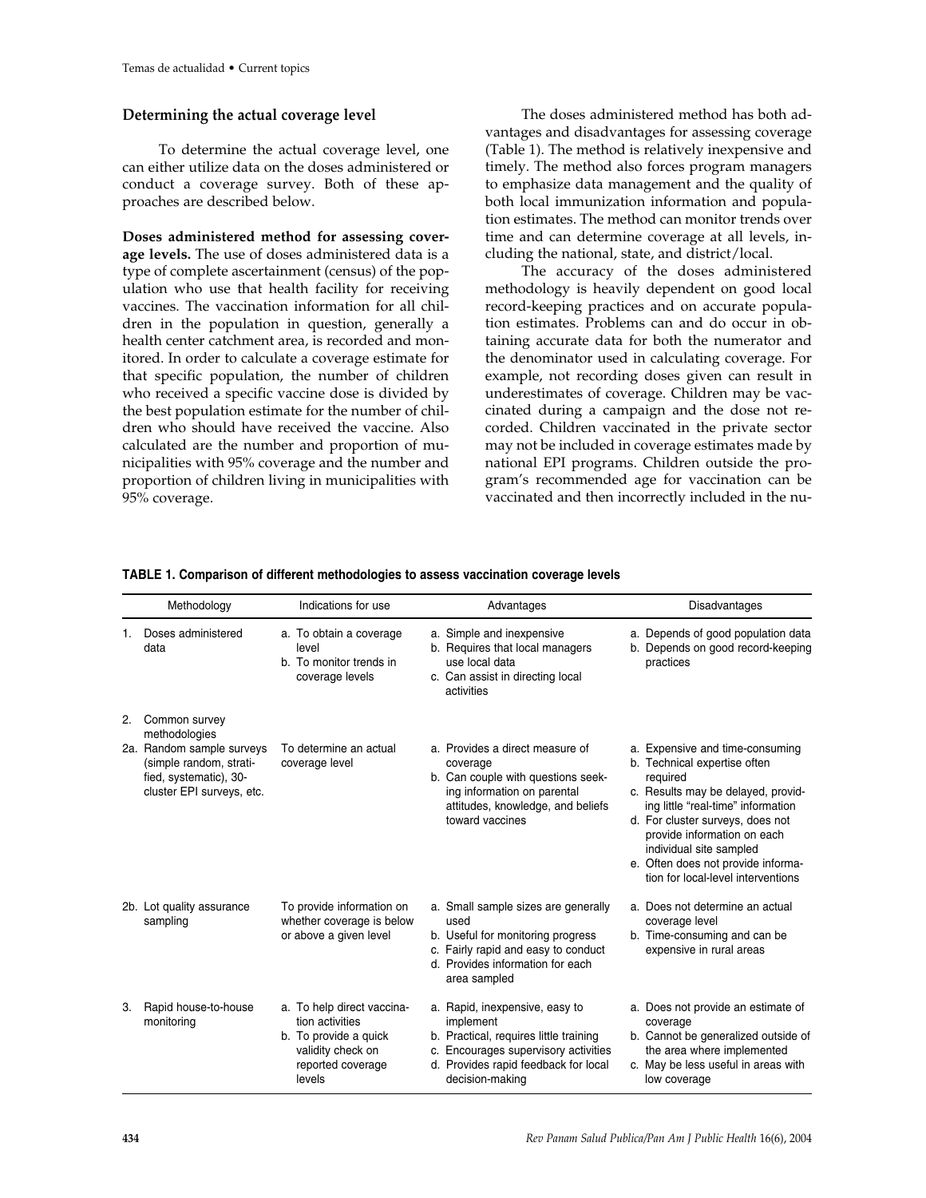## Determining the actual coverage level

To determine the actual coverage level, one can either utilize data on the doses administered or conduct a coverage survey. Both of these approaches are described below.

**Doses administered method for assessing coverage levels.** The use of doses administered data is a type of complete ascertainment (census) of the population who use that health facility for receiving vaccines. The vaccination information for all children in the population in question, generally a health center catchment area, is recorded and monitored. In order to calculate a coverage estimate for that specific population, the number of children who received a specific vaccine dose is divided by the best population estimate for the number of children who should have received the vaccine. Also calculated are the number and proportion of municipalities with 95% coverage and the number and proportion of children living in municipalities with 95% coverage.

The doses administered method has both advantages and disadvantages for assessing coverage (Table 1). The method is relatively inexpensive and timely. The method also forces program managers to emphasize data management and the quality of both local immunization information and population estimates. The method can monitor trends over time and can determine coverage at all levels, including the national, state, and district/local.

The accuracy of the doses administered methodology is heavily dependent on good local record-keeping practices and on accurate population estimates. Problems can and do occur in obtaining accurate data for both the numerator and the denominator used in calculating coverage. For example, not recording doses given can result in underestimates of coverage. Children may be vaccinated during a campaign and the dose not recorded. Children vaccinated in the private sector may not be included in coverage estimates made by national EPI programs. Children outside the program's recommended age for vaccination can be vaccinated and then incorrectly included in the nu-

**TABLE 1. Comparison of different methodologies to assess vaccination coverage levels**

| Methodology | Indications for use | Advantages | Disadvantages |
|---|---|---|---|
| 1. Doses administered data | a. To obtain a coverage level<br>b. To monitor trends in coverage levels | a. Simple and inexpensive<br>b. Requires that local managers use local data<br>c. Can assist in directing local activities | a. Depends of good population data<br>b. Depends on good record-keeping practices |
| 2. Common survey methodologies | | | |
| 2a. Random sample surveys (simple random, stratified, systematic), 30-cluster EPI surveys, etc. | To determine an actual coverage level | a. Provides a direct measure of coverage<br>b. Can couple with questions seeking information on parental attitudes, knowledge, and beliefs toward vaccines | a. Expensive and time-consuming<br>b. Technical expertise often required<br>c. Results may be delayed, providing little "real-time" information<br>d. For cluster surveys, does not provide information on each individual site sampled<br>e. Often does not provide information for local-level interventions |
| 2b. Lot quality assurance sampling | To provide information on whether coverage is below or above a given level | a. Small sample sizes are generally used<br>b. Useful for monitoring progress<br>c. Fairly rapid and easy to conduct<br>d. Provides information for each area sampled | a. Does not determine an actual coverage level<br>b. Time-consuming and can be expensive in rural areas |
| 3. Rapid house-to-house monitoring | a. To help direct vaccination activities<br>b. To provide a quick validity check on reported coverage levels | a. Rapid, inexpensive, easy to implement<br>b. Practical, requires little training<br>c. Encourages supervisory activities<br>d. Provides rapid feedback for local decision-making | a. Does not provide an estimate of coverage<br>b. Cannot be generalized outside of the area where implemented<br>c. May be less useful in areas with low coverage |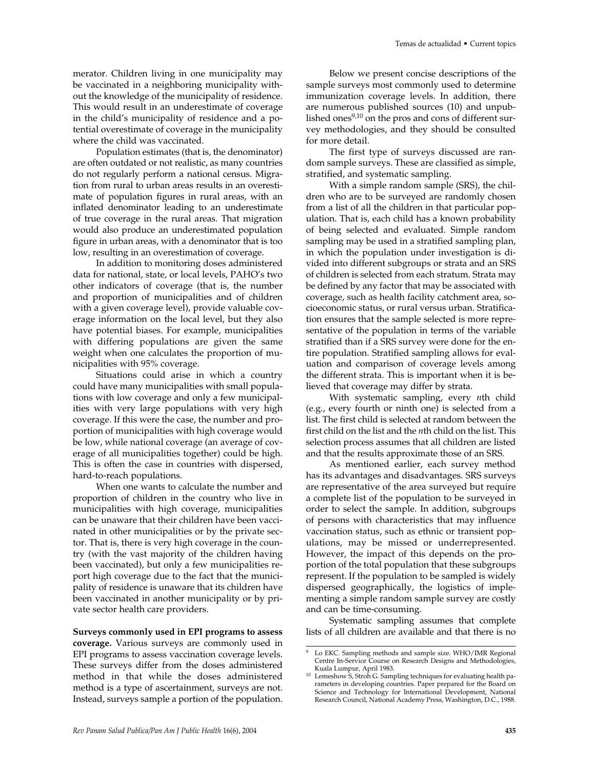merator. Children living in one municipality may be vaccinated in a neighboring municipality without the knowledge of the municipality of residence. This would result in an underestimate of coverage in the child's municipality of residence and a potential overestimate of coverage in the municipality where the child was vaccinated.

Population estimates (that is, the denominator) are often outdated or not realistic, as many countries do not regularly perform a national census. Migration from rural to urban areas results in an overestimate of population figures in rural areas, with an inflated denominator leading to an underestimate of true coverage in the rural areas. That migration would also produce an underestimated population figure in urban areas, with a denominator that is too low, resulting in an overestimation of coverage.

In addition to monitoring doses administered data for national, state, or local levels, PAHO's two other indicators of coverage (that is, the number and proportion of municipalities and of children with a given coverage level), provide valuable coverage information on the local level, but they also have potential biases. For example, municipalities with differing populations are given the same weight when one calculates the proportion of municipalities with 95% coverage.

Situations could arise in which a country could have many municipalities with small populations with low coverage and only a few municipalities with very large populations with very high coverage. If this were the case, the number and proportion of municipalities with high coverage would be low, while national coverage (an average of coverage of all municipalities together) could be high. This is often the case in countries with dispersed, hard-to-reach populations.

When one wants to calculate the number and proportion of children in the country who live in municipalities with high coverage, municipalities can be unaware that their children have been vaccinated in other municipalities or by the private sector. That is, there is very high coverage in the country (with the vast majority of the children having been vaccinated), but only a few municipalities report high coverage due to the fact that the municipality of residence is unaware that its children have been vaccinated in another municipality or by private sector health care providers.

**Surveys commonly used in EPI programs to assess coverage.** Various surveys are commonly used in EPI programs to assess vaccination coverage levels. These surveys differ from the doses administered method in that while the doses administered method is a type of ascertainment, surveys are not. Instead, surveys sample a portion of the population.

Below we present concise descriptions of the sample surveys most commonly used to determine immunization coverage levels. In addition, there are numerous published sources (10) and unpublished ones[9,10] on the pros and cons of different survey methodologies, and they should be consulted for more detail.

The first type of surveys discussed are random sample surveys. These are classified as simple, stratified, and systematic sampling.

With a simple random sample (SRS), the children who are to be surveyed are randomly chosen from a list of all the children in that particular population. That is, each child has a known probability of being selected and evaluated. Simple random sampling may be used in a stratified sampling plan, in which the population under investigation is divided into different subgroups or strata and an SRS of children is selected from each stratum. Strata may be defined by any factor that may be associated with coverage, such as health facility catchment area, socioeconomic status, or rural versus urban. Stratification ensures that the sample selected is more representative of the population in terms of the variable stratified than if a SRS survey were done for the entire population. Stratified sampling allows for evaluation and comparison of coverage levels among the different strata. This is important when it is believed that coverage may differ by strata.

With systematic sampling, every *n*th child (e.g., every fourth or ninth one) is selected from a list. The first child is selected at random between the first child on the list and the *n*th child on the list. This selection process assumes that all children are listed and that the results approximate those of an SRS.

As mentioned earlier, each survey method has its advantages and disadvantages. SRS surveys are representative of the area surveyed but require a complete list of the population to be surveyed in order to select the sample. In addition, subgroups of persons with characteristics that may influence vaccination status, such as ethnic or transient populations, may be missed or underrepresented. However, the impact of this depends on the proportion of the total population that these subgroups represent. If the population to be sampled is widely dispersed geographically, the logistics of implementing a simple random sample survey are costly and can be time-consuming.

Systematic sampling assumes that complete lists of all children are available and that there is no

---

[9] Lo EKC. Sampling methods and sample size. WHO/IMR Regional Centre In-Service Course on Research Designs and Methodologies, Kuala Lumpur, April 1983.

[10] Lemeshow S, Stroh G. Sampling techniques for evaluating health parameters in developing countries. Paper prepared for the Board on Science and Technology for International Development, National Research Council, National Academy Press, Washington, D.C., 1988.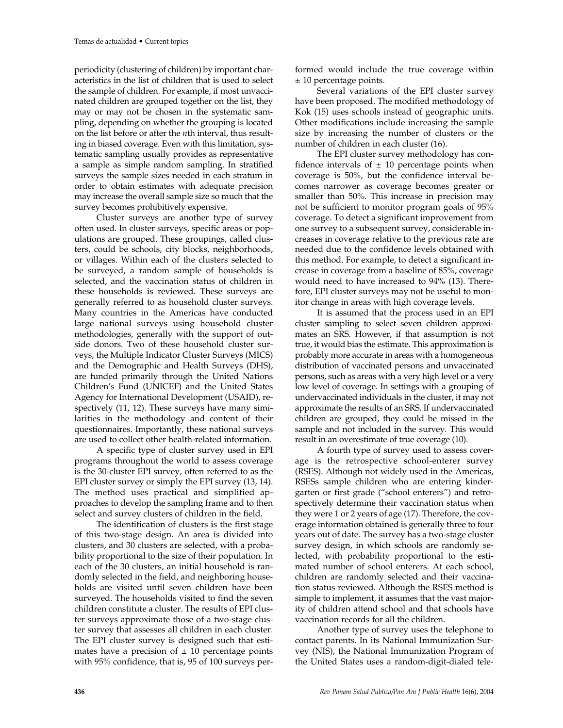periodicity (clustering of children) by important characteristics in the list of children that is used to select the sample of children. For example, if most unvaccinated children are grouped together on the list, they may or may not be chosen in the systematic sampling, depending on whether the grouping is located on the list before or after the *n*th interval, thus resulting in biased coverage. Even with this limitation, systematic sampling usually provides as representative a sample as simple random sampling. In stratified surveys the sample sizes needed in each stratum in order to obtain estimates with adequate precision may increase the overall sample size so much that the survey becomes prohibitively expensive.

Cluster surveys are another type of survey often used. In cluster surveys, specific areas or populations are grouped. These groupings, called clusters, could be schools, city blocks, neighborhoods, or villages. Within each of the clusters selected to be surveyed, a random sample of households is selected, and the vaccination status of children in these households is reviewed. These surveys are generally referred to as household cluster surveys. Many countries in the Americas have conducted large national surveys using household cluster methodologies, generally with the support of outside donors. Two of these household cluster surveys, the Multiple Indicator Cluster Surveys (MICS) and the Demographic and Health Surveys (DHS), are funded primarily through the United Nations Children's Fund (UNICEF) and the United States Agency for International Development (USAID), respectively (11, 12). These surveys have many similarities in the methodology and content of their questionnaires. Importantly, these national surveys are used to collect other health-related information.

A specific type of cluster survey used in EPI programs throughout the world to assess coverage is the 30-cluster EPI survey, often referred to as the EPI cluster survey or simply the EPI survey (13, 14). The method uses practical and simplified approaches to develop the sampling frame and to then select and survey clusters of children in the field.

The identification of clusters is the first stage of this two-stage design. An area is divided into clusters, and 30 clusters are selected, with a probability proportional to the size of their population. In each of the 30 clusters, an initial household is randomly selected in the field, and neighboring households are visited until seven children have been surveyed. The households visited to find the seven children constitute a cluster. The results of EPI cluster surveys approximate those of a two-stage cluster survey that assesses all children in each cluster. The EPI cluster survey is designed such that estimates have a precision of ± 10 percentage points with 95% confidence, that is, 95 of 100 surveys performed would include the true coverage within ± 10 percentage points.

Several variations of the EPI cluster survey have been proposed. The modified methodology of Kok (15) uses schools instead of geographic units. Other modifications include increasing the sample size by increasing the number of clusters or the number of children in each cluster (16).

The EPI cluster survey methodology has confidence intervals of ± 10 percentage points when coverage is 50%, but the confidence interval becomes narrower as coverage becomes greater or smaller than 50%. This increase in precision may not be sufficient to monitor program goals of 95% coverage. To detect a significant improvement from one survey to a subsequent survey, considerable increases in coverage relative to the previous rate are needed due to the confidence levels obtained with this method. For example, to detect a significant increase in coverage from a baseline of 85%, coverage would need to have increased to 94% (13). Therefore, EPI cluster surveys may not be useful to monitor change in areas with high coverage levels.

It is assumed that the process used in an EPI cluster sampling to select seven children approximates an SRS. However, if that assumption is not true, it would bias the estimate. This approximation is probably more accurate in areas with a homogeneous distribution of vaccinated persons and unvaccinated persons, such as areas with a very high level or a very low level of coverage. In settings with a grouping of undervaccinated individuals in the cluster, it may not approximate the results of an SRS. If undervaccinated children are grouped, they could be missed in the sample and not included in the survey. This would result in an overestimate of true coverage (10).

A fourth type of survey used to assess coverage is the retrospective school-enterer survey (RSES). Although not widely used in the Americas, RSESs sample children who are entering kindergarten or first grade ("school enterers") and retrospectively determine their vaccination status when they were 1 or 2 years of age (17). Therefore, the coverage information obtained is generally three to four years out of date. The survey has a two-stage cluster survey design, in which schools are randomly selected, with probability proportional to the estimated number of school enterers. At each school, children are randomly selected and their vaccination status reviewed. Although the RSES method is simple to implement, it assumes that the vast majority of children attend school and that schools have vaccination records for all the children.

Another type of survey uses the telephone to contact parents. In its National Immunization Survey (NIS), the National Immunization Program of the United States uses a random-digit-dialed tele-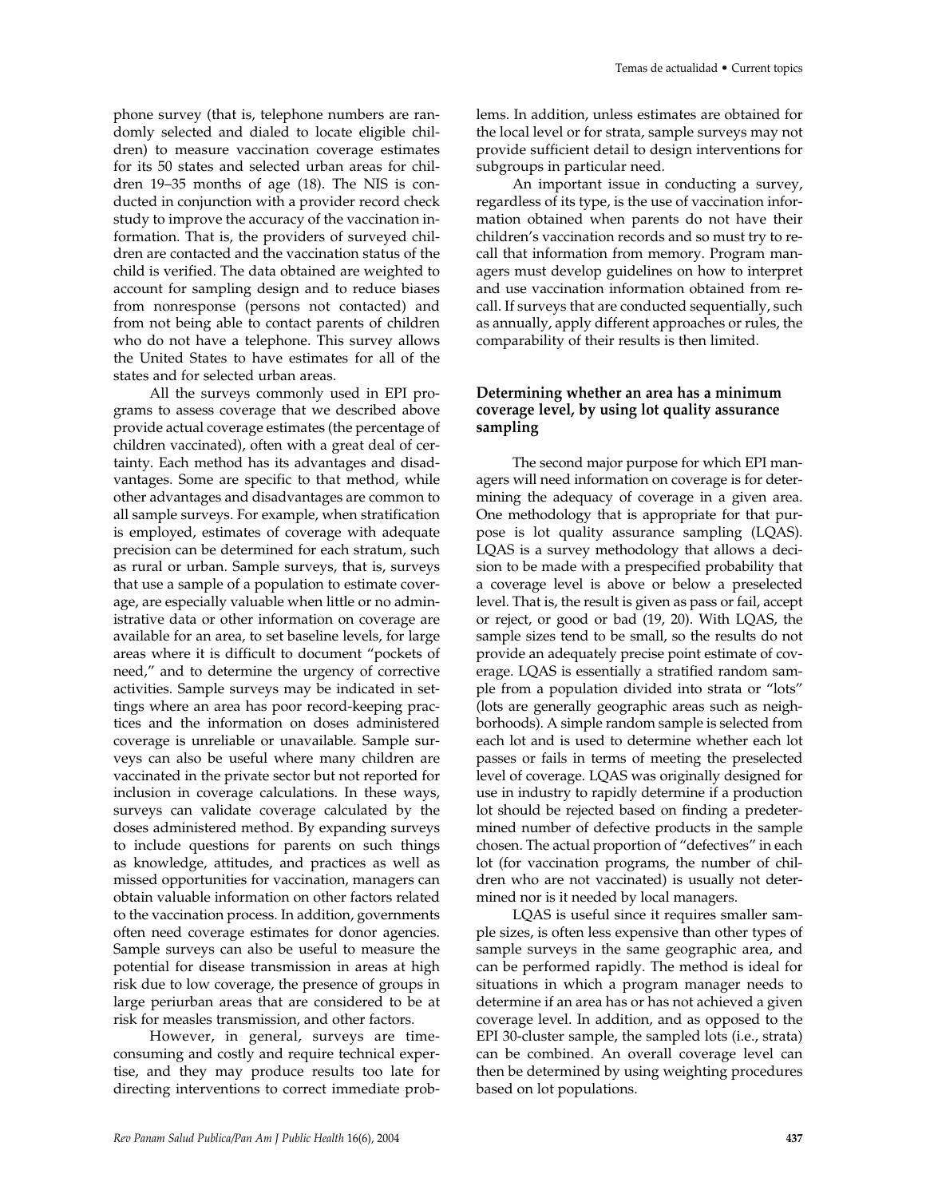phone survey (that is, telephone numbers are randomly selected and dialed to locate eligible children) to measure vaccination coverage estimates for its 50 states and selected urban areas for children 19–35 months of age (18). The NIS is conducted in conjunction with a provider record check study to improve the accuracy of the vaccination information. That is, the providers of surveyed children are contacted and the vaccination status of the child is verified. The data obtained are weighted to account for sampling design and to reduce biases from nonresponse (persons not contacted) and from not being able to contact parents of children who do not have a telephone. This survey allows the United States to have estimates for all of the states and for selected urban areas.

All the surveys commonly used in EPI programs to assess coverage that we described above provide actual coverage estimates (the percentage of children vaccinated), often with a great deal of certainty. Each method has its advantages and disadvantages. Some are specific to that method, while other advantages and disadvantages are common to all sample surveys. For example, when stratification is employed, estimates of coverage with adequate precision can be determined for each stratum, such as rural or urban. Sample surveys, that is, surveys that use a sample of a population to estimate coverage, are especially valuable when little or no administrative data or other information on coverage are available for an area, to set baseline levels, for large areas where it is difficult to document "pockets of need," and to determine the urgency of corrective activities. Sample surveys may be indicated in settings where an area has poor record-keeping practices and the information on doses administered coverage is unreliable or unavailable. Sample surveys can also be useful where many children are vaccinated in the private sector but not reported for inclusion in coverage calculations. In these ways, surveys can validate coverage calculated by the doses administered method. By expanding surveys to include questions for parents on such things as knowledge, attitudes, and practices as well as missed opportunities for vaccination, managers can obtain valuable information on other factors related to the vaccination process. In addition, governments often need coverage estimates for donor agencies. Sample surveys can also be useful to measure the potential for disease transmission in areas at high risk due to low coverage, the presence of groups in large periurban areas that are considered to be at risk for measles transmission, and other factors.

However, in general, surveys are time-consuming and costly and require technical expertise, and they may produce results too late for directing interventions to correct immediate problems. In addition, unless estimates are obtained for the local level or for strata, sample surveys may not provide sufficient detail to design interventions for subgroups in particular need.

An important issue in conducting a survey, regardless of its type, is the use of vaccination information obtained when parents do not have their children's vaccination records and so must try to recall that information from memory. Program managers must develop guidelines on how to interpret and use vaccination information obtained from recall. If surveys that are conducted sequentially, such as annually, apply different approaches or rules, the comparability of their results is then limited.

### Determining whether an area has a minimum coverage level, by using lot quality assurance sampling

The second major purpose for which EPI managers will need information on coverage is for determining the adequacy of coverage in a given area. One methodology that is appropriate for that purpose is lot quality assurance sampling (LQAS). LQAS is a survey methodology that allows a decision to be made with a prespecified probability that a coverage level is above or below a preselected level. That is, the result is given as pass or fail, accept or reject, or good or bad (19, 20). With LQAS, the sample sizes tend to be small, so the results do not provide an adequately precise point estimate of coverage. LQAS is essentially a stratified random sample from a population divided into strata or "lots" (lots are generally geographic areas such as neighborhoods). A simple random sample is selected from each lot and is used to determine whether each lot passes or fails in terms of meeting the preselected level of coverage. LQAS was originally designed for use in industry to rapidly determine if a production lot should be rejected based on finding a predetermined number of defective products in the sample chosen. The actual proportion of "defectives" in each lot (for vaccination programs, the number of children who are not vaccinated) is usually not determined nor is it needed by local managers.

LQAS is useful since it requires smaller sample sizes, is often less expensive than other types of sample surveys in the same geographic area, and can be performed rapidly. The method is ideal for situations in which a program manager needs to determine if an area has or has not achieved a given coverage level. In addition, and as opposed to the EPI 30-cluster sample, the sampled lots (i.e., strata) can be combined. An overall coverage level can then be determined by using weighting procedures based on lot populations.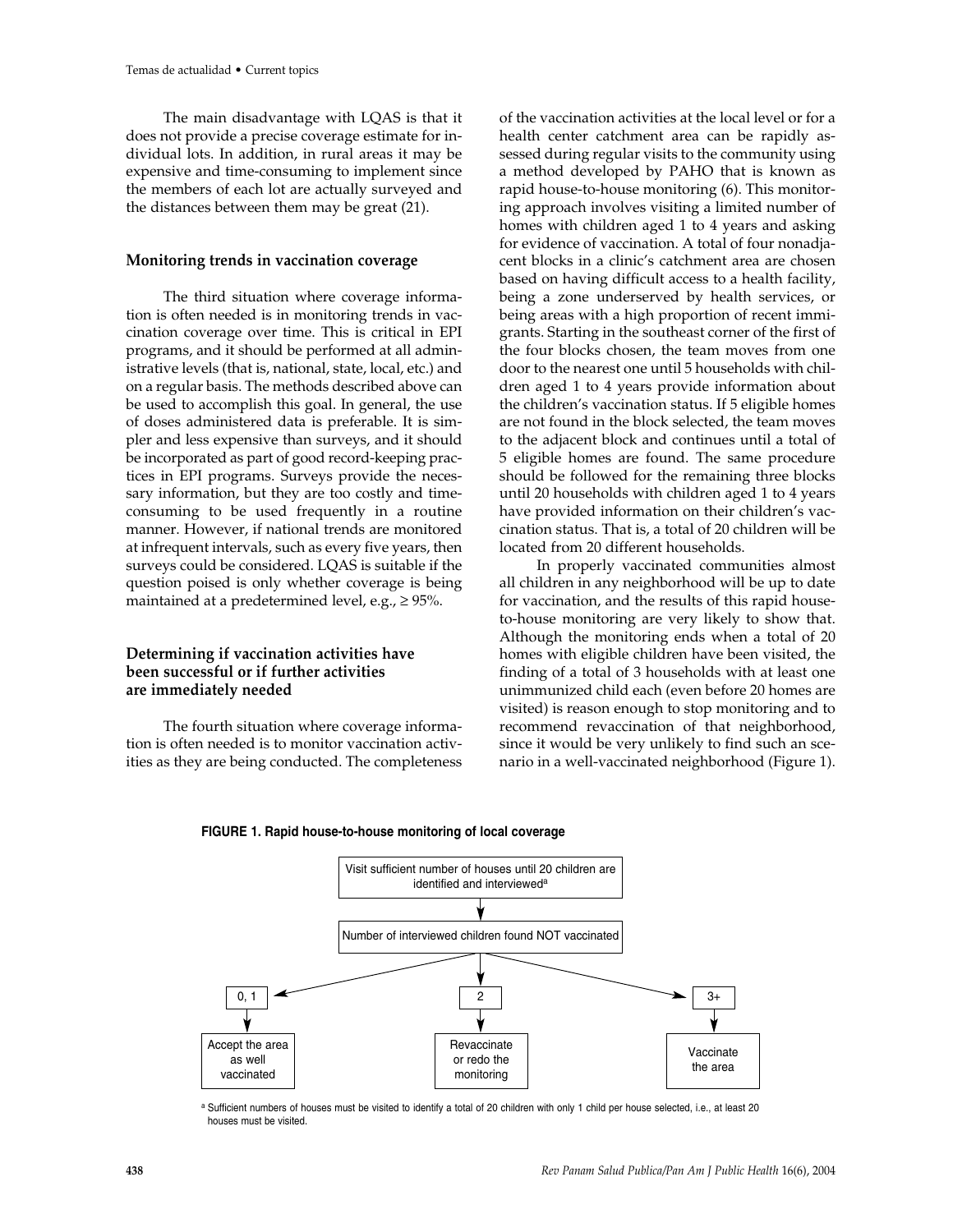The main disadvantage with LQAS is that it does not provide a precise coverage estimate for individual lots. In addition, in rural areas it may be expensive and time-consuming to implement since the members of each lot are actually surveyed and the distances between them may be great (21).

### Monitoring trends in vaccination coverage

The third situation where coverage information is often needed is in monitoring trends in vaccination coverage over time. This is critical in EPI programs, and it should be performed at all administrative levels (that is, national, state, local, etc.) and on a regular basis. The methods described above can be used to accomplish this goal. In general, the use of doses administered data is preferable. It is simpler and less expensive than surveys, and it should be incorporated as part of good record-keeping practices in EPI programs. Surveys provide the necessary information, but they are too costly and time-consuming to be used frequently in a routine manner. However, if national trends are monitored at infrequent intervals, such as every five years, then surveys could be considered. LQAS is suitable if the question poised is only whether coverage is being maintained at a predetermined level, e.g., ≥ 95%.

### Determining if vaccination activities have been successful or if further activities are immediately needed

The fourth situation where coverage information is often needed is to monitor vaccination activities as they are being conducted. The completeness of the vaccination activities at the local level or for a health center catchment area can be rapidly assessed during regular visits to the community using a method developed by PAHO that is known as rapid house-to-house monitoring (6). This monitoring approach involves visiting a limited number of homes with children aged 1 to 4 years and asking for evidence of vaccination. A total of four nonadjacent blocks in a clinic's catchment area are chosen based on having difficult access to a health facility, being a zone underserved by health services, or being areas with a high proportion of recent immigrants. Starting in the southeast corner of the first of the four blocks chosen, the team moves from one door to the nearest one until 5 households with children aged 1 to 4 years provide information about the children's vaccination status. If 5 eligible homes are not found in the block selected, the team moves to the adjacent block and continues until a total of 5 eligible homes are found. The same procedure should be followed for the remaining three blocks until 20 households with children aged 1 to 4 years have provided information on their children's vaccination status. That is, a total of 20 children will be located from 20 different households.

In properly vaccinated communities almost all children in any neighborhood will be up to date for vaccination, and the results of this rapid house-to-house monitoring are very likely to show that. Although the monitoring ends when a total of 20 homes with eligible children have been visited, the finding of a total of 3 households with at least one unimmunized child each (even before 20 homes are visited) is reason enough to stop monitoring and to recommend revaccination of that neighborhood, since it would be very unlikely to find such an scenario in a well-vaccinated neighborhood (Figure 1).

**FIGURE 1. Rapid house-to-house monitoring of local coverage**

Visit sufficient number of houses until 20 children are identified and interviewed[a]

↓

Number of interviewed children found NOT vaccinated

- 0, 1 → Accept the area as well vaccinated
- 2 → Revaccinate or redo the monitoring
- 3+ → Vaccinate the area

[a] Sufficient numbers of houses must be visited to identify a total of 20 children with only 1 child per house selected, i.e., at least 20 houses must be visited.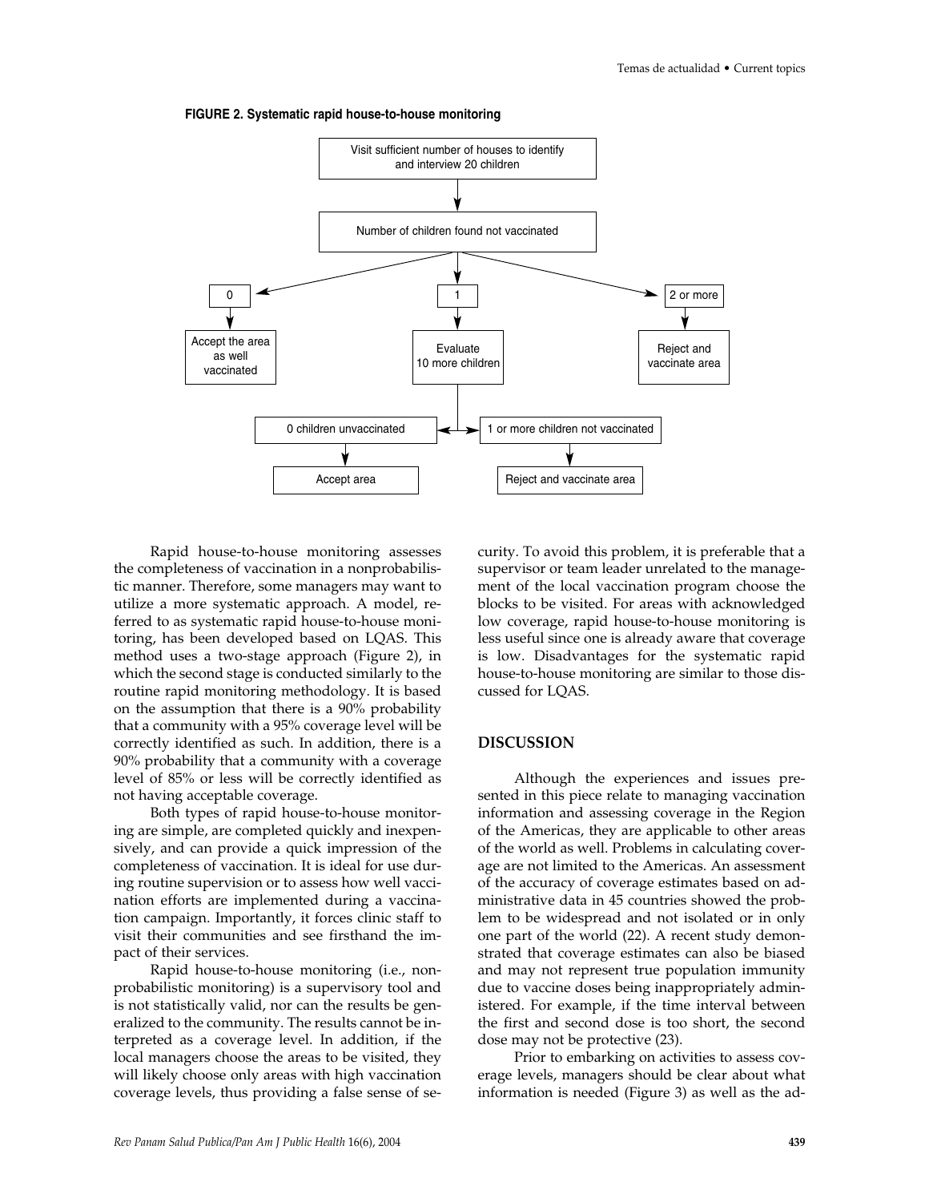**FIGURE 2. Systematic rapid house-to-house monitoring**

```
Visit sufficient number of houses to identify and interview 20 children
        |
Number of children found not vaccinated
   |                    |                      |
   0                    1                   2 or more
   |                    |                      |
Accept the area     Evaluate               Reject and
as well             10 more children       vaccinate area
vaccinated              |
          ---------------------------------
          |                               |
0 children unvaccinated     1 or more children not vaccinated
          |                               |
     Accept area              Reject and vaccinate area
```

Rapid house-to-house monitoring assesses the completeness of vaccination in a nonprobabilistic manner. Therefore, some managers may want to utilize a more systematic approach. A model, referred to as systematic rapid house-to-house monitoring, has been developed based on LQAS. This method uses a two-stage approach (Figure 2), in which the second stage is conducted similarly to the routine rapid monitoring methodology. It is based on the assumption that there is a 90% probability that a community with a 95% coverage level will be correctly identified as such. In addition, there is a 90% probability that a community with a coverage level of 85% or less will be correctly identified as not having acceptable coverage.

Both types of rapid house-to-house monitoring are simple, are completed quickly and inexpensively, and can provide a quick impression of the completeness of vaccination. It is ideal for use during routine supervision or to assess how well vaccination efforts are implemented during a vaccination campaign. Importantly, it forces clinic staff to visit their communities and see firsthand the impact of their services.

Rapid house-to-house monitoring (i.e., nonprobabilistic monitoring) is a supervisory tool and is not statistically valid, nor can the results be generalized to the community. The results cannot be interpreted as a coverage level. In addition, if the local managers choose the areas to be visited, they will likely choose only areas with high vaccination coverage levels, thus providing a false sense of security. To avoid this problem, it is preferable that a supervisor or team leader unrelated to the management of the local vaccination program choose the blocks to be visited. For areas with acknowledged low coverage, rapid house-to-house monitoring is less useful since one is already aware that coverage is low. Disadvantages for the systematic rapid house-to-house monitoring are similar to those discussed for LQAS.

## DISCUSSION

Although the experiences and issues presented in this piece relate to managing vaccination information and assessing coverage in the Region of the Americas, they are applicable to other areas of the world as well. Problems in calculating coverage are not limited to the Americas. An assessment of the accuracy of coverage estimates based on administrative data in 45 countries showed the problem to be widespread and not isolated or in only one part of the world (22). A recent study demonstrated that coverage estimates can also be biased and may not represent true population immunity due to vaccine doses being inappropriately administered. For example, if the time interval between the first and second dose is too short, the second dose may not be protective (23).

Prior to embarking on activities to assess coverage levels, managers should be clear about what information is needed (Figure 3) as well as the ad-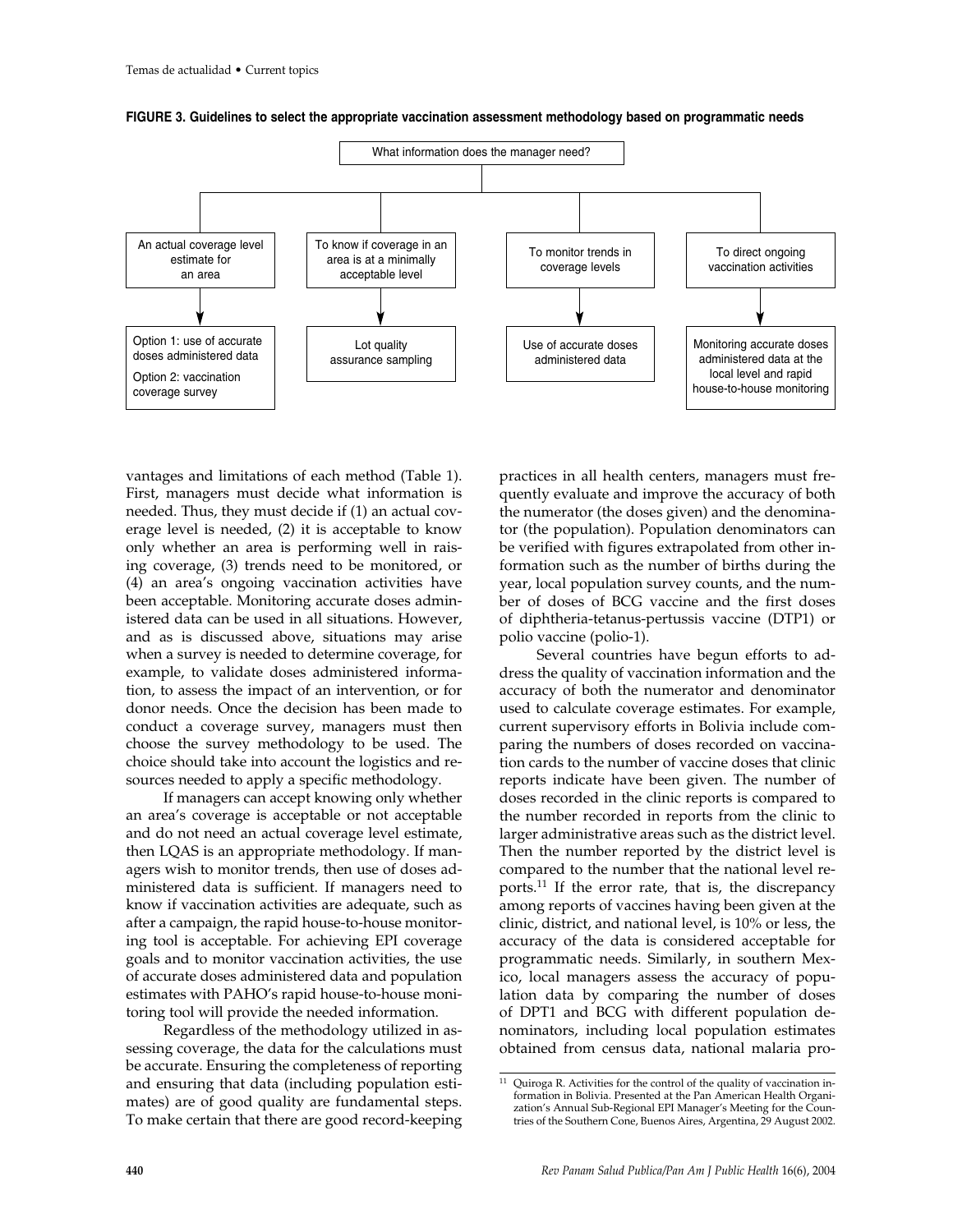**FIGURE 3. Guidelines to select the appropriate vaccination assessment methodology based on programmatic needs**

What information does the manager need?

| An actual coverage level estimate for an area | To know if coverage in an area is at a minimally acceptable level | To monitor trends in coverage levels | To direct ongoing vaccination activities |
|---|---|---|---|
| Option 1: use of accurate doses administered data<br>Option 2: vaccination coverage survey | Lot quality assurance sampling | Use of accurate doses administered data | Monitoring accurate doses administered data at the local level and rapid house-to-house monitoring |

vantages and limitations of each method (Table 1). First, managers must decide what information is needed. Thus, they must decide if (1) an actual coverage level is needed, (2) it is acceptable to know only whether an area is performing well in raising coverage, (3) trends need to be monitored, or (4) an area's ongoing vaccination activities have been acceptable. Monitoring accurate doses administered data can be used in all situations. However, and as is discussed above, situations may arise when a survey is needed to determine coverage, for example, to validate doses administered information, to assess the impact of an intervention, or for donor needs. Once the decision has been made to conduct a coverage survey, managers must then choose the survey methodology to be used. The choice should take into account the logistics and resources needed to apply a specific methodology.

If managers can accept knowing only whether an area's coverage is acceptable or not acceptable and do not need an actual coverage level estimate, then LQAS is an appropriate methodology. If managers wish to monitor trends, then use of doses administered data is sufficient. If managers need to know if vaccination activities are adequate, such as after a campaign, the rapid house-to-house monitoring tool is acceptable. For achieving EPI coverage goals and to monitor vaccination activities, the use of accurate doses administered data and population estimates with PAHO's rapid house-to-house monitoring tool will provide the needed information.

Regardless of the methodology utilized in assessing coverage, the data for the calculations must be accurate. Ensuring the completeness of reporting and ensuring that data (including population estimates) are of good quality are fundamental steps. To make certain that there are good record-keeping practices in all health centers, managers must frequently evaluate and improve the accuracy of both the numerator (the doses given) and the denominator (the population). Population denominators can be verified with figures extrapolated from other information such as the number of births during the year, local population survey counts, and the number of doses of BCG vaccine and the first doses of diphtheria-tetanus-pertussis vaccine (DTP1) or polio vaccine (polio-1).

Several countries have begun efforts to address the quality of vaccination information and the accuracy of both the numerator and denominator used to calculate coverage estimates. For example, current supervisory efforts in Bolivia include comparing the numbers of doses recorded on vaccination cards to the number of vaccine doses that clinic reports indicate have been given. The number of doses recorded in the clinic reports is compared to the number recorded in reports from the clinic to larger administrative areas such as the district level. Then the number reported by the district level is compared to the number that the national level reports.[11] If the error rate, that is, the discrepancy among reports of vaccines having been given at the clinic, district, and national level, is 10% or less, the accuracy of the data is considered acceptable for programmatic needs. Similarly, in southern Mexico, local managers assess the accuracy of population data by comparing the number of doses of DPT1 and BCG with different population denominators, including local population estimates obtained from census data, national malaria pro-

[11] Quiroga R. Activities for the control of the quality of vaccination information in Bolivia. Presented at the Pan American Health Organization's Annual Sub-Regional EPI Manager's Meeting for the Countries of the Southern Cone, Buenos Aires, Argentina, 29 August 2002.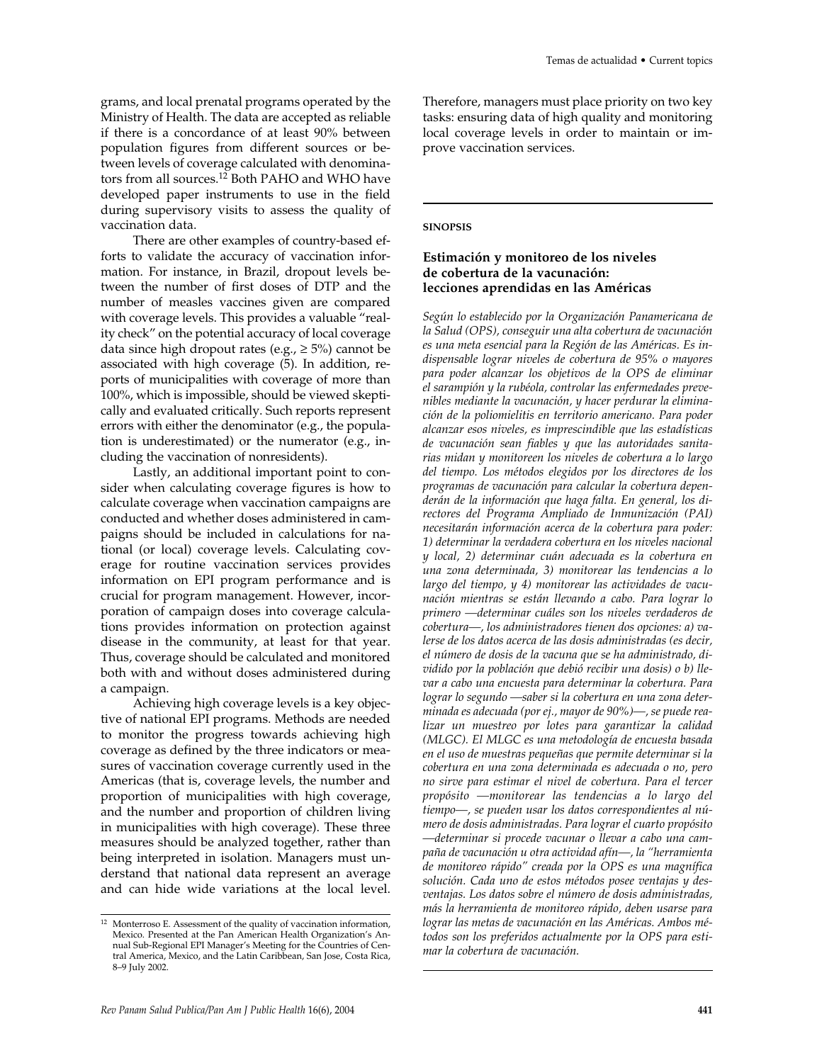grams, and local prenatal programs operated by the Ministry of Health. The data are accepted as reliable if there is a concordance of at least 90% between population figures from different sources or between levels of coverage calculated with denominators from all sources.[12] Both PAHO and WHO have developed paper instruments to use in the field during supervisory visits to assess the quality of vaccination data.

There are other examples of country-based efforts to validate the accuracy of vaccination information. For instance, in Brazil, dropout levels between the number of first doses of DTP and the number of measles vaccines given are compared with coverage levels. This provides a valuable "reality check" on the potential accuracy of local coverage data since high dropout rates (e.g., ≥ 5%) cannot be associated with high coverage (5). In addition, reports of municipalities with coverage of more than 100%, which is impossible, should be viewed skeptically and evaluated critically. Such reports represent errors with either the denominator (e.g., the population is underestimated) or the numerator (e.g., including the vaccination of nonresidents).

Lastly, an additional important point to consider when calculating coverage figures is how to calculate coverage when vaccination campaigns are conducted and whether doses administered in campaigns should be included in calculations for national (or local) coverage levels. Calculating coverage for routine vaccination services provides information on EPI program performance and is crucial for program management. However, incorporation of campaign doses into coverage calculations provides information on protection against disease in the community, at least for that year. Thus, coverage should be calculated and monitored both with and without doses administered during a campaign.

Achieving high coverage levels is a key objective of national EPI programs. Methods are needed to monitor the progress towards achieving high coverage as defined by the three indicators or measures of vaccination coverage currently used in the Americas (that is, coverage levels, the number and proportion of municipalities with high coverage, and the number and proportion of children living in municipalities with high coverage). These three measures should be analyzed together, rather than being interpreted in isolation. Managers must understand that national data represent an average and can hide wide variations at the local level. Therefore, managers must place priority on two key tasks: ensuring data of high quality and monitoring local coverage levels in order to maintain or improve vaccination services.

[12] Monterroso E. Assessment of the quality of vaccination information, Mexico. Presented at the Pan American Health Organization's Annual Sub-Regional EPI Manager's Meeting for the Countries of Central America, Mexico, and the Latin Caribbean, San Jose, Costa Rica, 8–9 July 2002.

---

**SINOPSIS**

### Estimación y monitoreo de los niveles de cobertura de la vacunación: lecciones aprendidas en las Américas

*Según lo establecido por la Organización Panamericana de la Salud (OPS), conseguir una alta cobertura de vacunación es una meta esencial para la Región de las Américas. Es indispensable lograr niveles de cobertura de 95% o mayores para poder alcanzar los objetivos de la OPS de eliminar el sarampión y la rubéola, controlar las enfermedades prevenibles mediante la vacunación, y hacer perdurar la eliminación de la poliomielitis en territorio americano. Para poder alcanzar esos niveles, es imprescindible que las estadísticas de vacunación sean fiables y que las autoridades sanitarias midan y monitoreen los niveles de cobertura a lo largo del tiempo. Los métodos elegidos por los directores de los programas de vacunación para calcular la cobertura dependerán de la información que haga falta. En general, los directores del Programa Ampliado de Inmunización (PAI) necesitarán información acerca de la cobertura para poder: 1) determinar la verdadera cobertura en los niveles nacional y local, 2) determinar cuán adecuada es la cobertura en una zona determinada, 3) monitorear las tendencias a lo largo del tiempo, y 4) monitorear las actividades de vacunación mientras se están llevando a cabo. Para lograr lo primero —determinar cuáles son los niveles verdaderos de cobertura—, los administradores tienen dos opciones: a) valerse de los datos acerca de las dosis administradas (es decir, el número de dosis de la vacuna que se ha administrado, dividido por la población que debió recibir una dosis) o b) llevar a cabo una encuesta para determinar la cobertura. Para lograr lo segundo —saber si la cobertura en una zona determinada es adecuada (por ej., mayor de 90%)—, se puede realizar un muestreo por lotes para garantizar la calidad (MLGC). El MLGC es una metodología de encuesta basada en el uso de muestras pequeñas que permite determinar si la cobertura en una zona determinada es adecuada o no, pero no sirve para estimar el nivel de cobertura. Para el tercer propósito —monitorear las tendencias a lo largo del tiempo—, se pueden usar los datos correspondientes al número de dosis administradas. Para lograr el cuarto propósito —determinar si procede vacunar o llevar a cabo una campaña de vacunación u otra actividad afín—, la "herramienta de monitoreo rápido" creada por la OPS es una magnífica solución. Cada uno de estos métodos posee ventajas y desventajas. Los datos sobre el número de dosis administradas, más la herramienta de monitoreo rápido, deben usarse para lograr las metas de vacunación en las Américas. Ambos métodos son los preferidos actualmente por la OPS para estimar la cobertura de vacunación.*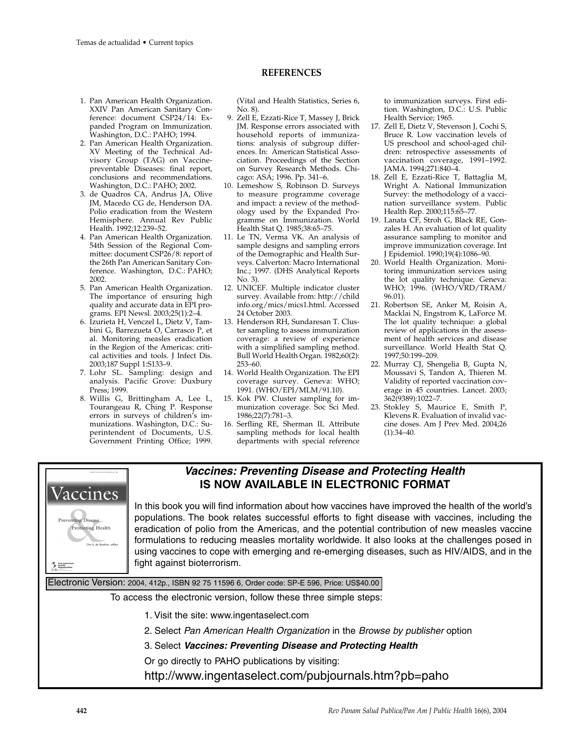## REFERENCES

1. Pan American Health Organization. XXIV Pan American Sanitary Conference: document CSP24/14: Expanded Program on Immunization. Washington, D.C.: PAHO; 1994.
2. Pan American Health Organization. XV Meeting of the Technical Advisory Group (TAG) on Vaccine-preventable Diseases: final report, conclusions and recommendations. Washington, D.C.: PAHO; 2002.
3. de Quadros CA, Andrus JA, Olive JM, Macedo CG de, Henderson DA. Polio eradication from the Western Hemisphere. Annual Rev Public Health. 1992;12:239–52.
4. Pan American Health Organization. 54th Session of the Regional Committee: document CSP26/8: report of the 26th Pan American Sanitary Conference. Washington, D.C.: PAHO; 2002.
5. Pan American Health Organization. The importance of ensuring high quality and accurate data in EPI programs. EPI Newsl. 2003;25(1):2–4.
6. Izurieta H, Venczel L, Dietz V, Tambini G, Barrezueta O, Carrasco P, et al. Monitoring measles eradication in the Region of the Americas: critical activities and tools. J Infect Dis. 2003;187 Suppl 1:S133–9.
7. Lohr SL. Sampling: design and analysis. Pacific Grove: Duxbury Press; 1999.
8. Willis G, Brittingham A, Lee L, Tourangeau R, Ching P. Response errors in surveys of children's immunizations. Washington, D.C.: Superintendent of Documents, U.S. Government Printing Office; 1999. (Vital and Health Statistics, Series 6, No. 8).
9. Zell E, Ezzati-Rice T, Massey J, Brick JM. Response errors associated with household reports of immunizations: analysis of subgroup differences. In: American Statistical Association. Proceedings of the Section on Survey Research Methods. Chicago: ASA; 1996. Pp. 341–6.
10. Lemeshow S, Robinson D. Surveys to measure programme coverage and impact: a review of the methodology used by the Expanded Programme on Immunization. World Health Stat Q. 1985;38:65–75.
11. Le TN, Verma VK. An analysis of sample designs and sampling errors of the Demographic and Health Surveys. Calverton: Macro International Inc.; 1997. (DHS Analytical Reports No. 3).
12. UNICEF. Multiple indicator cluster survey. Available from: http://childinfo.org/mics/mics1.html. Accessed 24 October 2003.
13. Henderson RH, Sundaresan T. Cluster sampling to assess immunization coverage: a review of experience with a simplified sampling method. Bull World Health Organ. 1982;60(2):253–60.
14. World Health Organization. The EPI coverage survey. Geneva: WHO; 1991. (WHO/EPI/MLM/91.10).
15. Kok PW. Cluster sampling for immunization coverage. Soc Sci Med. 1986;22(7):781–3.
16. Serfling RE, Sherman IL Attribute sampling methods for local health departments with special reference to immunization surveys. First edition. Washington, D.C.: U.S. Public Health Service; 1965.
17. Zell E, Dietz V, Stevenson J, Cochi S, Bruce R. Low vaccination levels of US preschool and school-aged children: retrospective assessments of vaccination coverage, 1991–1992. JAMA. 1994;271:840–4.
18. Zell E, Ezzati-Rice T, Battaglia M, Wright A. National Immunization Survey: the methodology of a vaccination surveillance system. Public Health Rep. 2000;115:65–77.
19. Lanata CF, Stroh G, Black RE, Gonzales H. An evaluation of lot quality assurance sampling to monitor and improve immunization coverage. Int J Epidemiol. 1990;19(4):1086–90.
20. World Health Organization. Monitoring immunization services using the lot quality technique. Geneva: WHO; 1996. (WHO/VRD/TRAM/96.01).
21. Robertson SE, Anker M, Roisin A, Macklai N, Engstrom K, LaForce M. The lot quality technique: a global review of applications in the assessment of health services and disease surveillance. World Health Stat Q. 1997;50:199–209.
22. Murray CJ, Shengelia B, Gupta N, Moussavi S, Tandon A, Thieren M. Validity of reported vaccination coverage in 45 countries. Lancet. 2003;362(9389):1022–7.
23. Stokley S, Maurice E, Smith P, Klevens R. Evaluation of invalid vaccine doses. Am J Prev Med. 2004;26(1):34–40.

---

### *Vaccines: Preventing Disease and Protecting Health*
### IS NOW AVAILABLE IN ELECTRONIC FORMAT

In this book you will find information about how vaccines have improved the health of the world's populations. The book relates successful efforts to fight disease with vaccines, including the eradication of polio from the Americas, and the potential contribution of new measles vaccine formulations to reducing measles mortality worldwide. It also looks at the challenges posed in using vaccines to cope with emerging and re-emerging diseases, such as HIV/AIDS, and in the fight against bioterrorism.

Electronic Version: 2004, 412p., ISBN 92 75 11596 6, Order code: SP-E 596, Price: US$40.00

To access the electronic version, follow these three simple steps:

1. Visit the site: www.ingentaselect.com
2. Select *Pan American Health Organization* in the *Browse by publisher* option
3. Select ***Vaccines: Preventing Disease and Protecting Health***

Or go directly to PAHO publications by visiting:

http://www.ingentaselect.com/pubjournals.htm?pb=paho